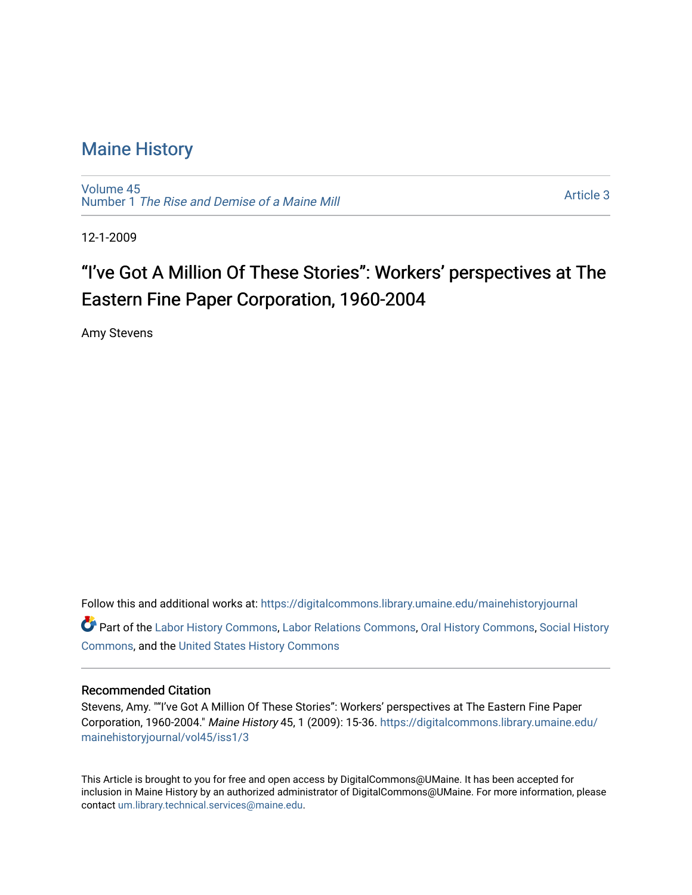# Maine History

Volume 45
Number 1 *The Rise and Demise of a Maine Mill*

Article 3

12-1-2009

## "I've Got A Million Of These Stories": Workers' perspectives at The Eastern Fine Paper Corporation, 1960-2004

Amy Stevens

Follow this and additional works at: https://digitalcommons.library.umaine.edu/mainehistoryjournal

Part of the Labor History Commons, Labor Relations Commons, Oral History Commons, Social History Commons, and the United States History Commons

### Recommended Citation

Stevens, Amy. ""I've Got A Million Of These Stories": Workers' perspectives at The Eastern Fine Paper Corporation, 1960-2004." *Maine History* 45, 1 (2009): 15-36. https://digitalcommons.library.umaine.edu/mainehistoryjournal/vol45/iss1/3

This Article is brought to you for free and open access by DigitalCommons@UMaine. It has been accepted for inclusion in Maine History by an authorized administrator of DigitalCommons@UMaine. For more information, please contact um.library.technical.services@maine.edu.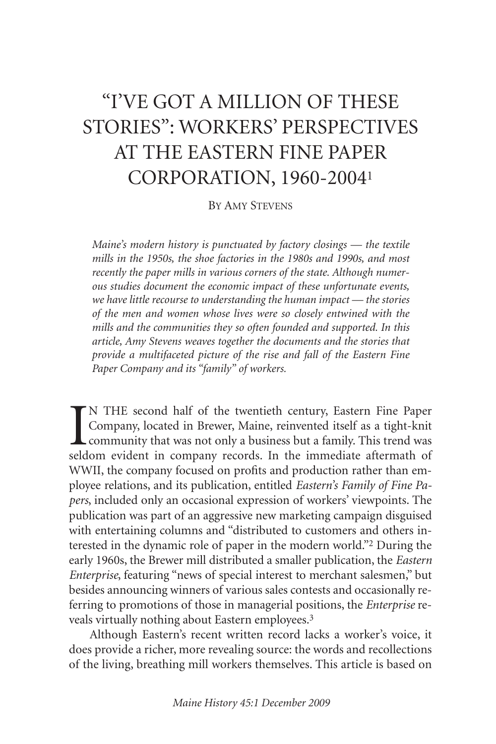# "I'VE GOT A MILLION OF THESE STORIES": WORKERS' PERSPECTIVES AT THE EASTERN FINE PAPER CORPORATION, 1960-2004[1]

By Amy Stevens

*Maine's modern history is punctuated by factory closings — the textile mills in the 1950s, the shoe factories in the 1980s and 1990s, and most recently the paper mills in various corners of the state. Although numerous studies document the economic impact of these unfortunate events, we have little recourse to understanding the human impact — the stories of the men and women whose lives were so closely entwined with the mills and the communities they so often founded and supported. In this article, Amy Stevens weaves together the documents and the stories that provide a multifaceted picture of the rise and fall of the Eastern Fine Paper Company and its "family" of workers.*

IN THE second half of the twentieth century, Eastern Fine Paper Company, located in Brewer, Maine, reinvented itself as a tight-knit community that was not only a business but a family. This trend was seldom evident in company records. In the immediate aftermath of WWII, the company focused on profits and production rather than employee relations, and its publication, entitled *Eastern's Family of Fine Papers*, included only an occasional expression of workers' viewpoints. The publication was part of an aggressive new marketing campaign disguised with entertaining columns and "distributed to customers and others interested in the dynamic role of paper in the modern world."[2] During the early 1960s, the Brewer mill distributed a smaller publication, the *Eastern Enterprise*, featuring "news of special interest to merchant salesmen," but besides announcing winners of various sales contests and occasionally referring to promotions of those in managerial positions, the *Enterprise* reveals virtually nothing about Eastern employees.[3]

Although Eastern's recent written record lacks a worker's voice, it does provide a richer, more revealing source: the words and recollections of the living, breathing mill workers themselves. This article is based on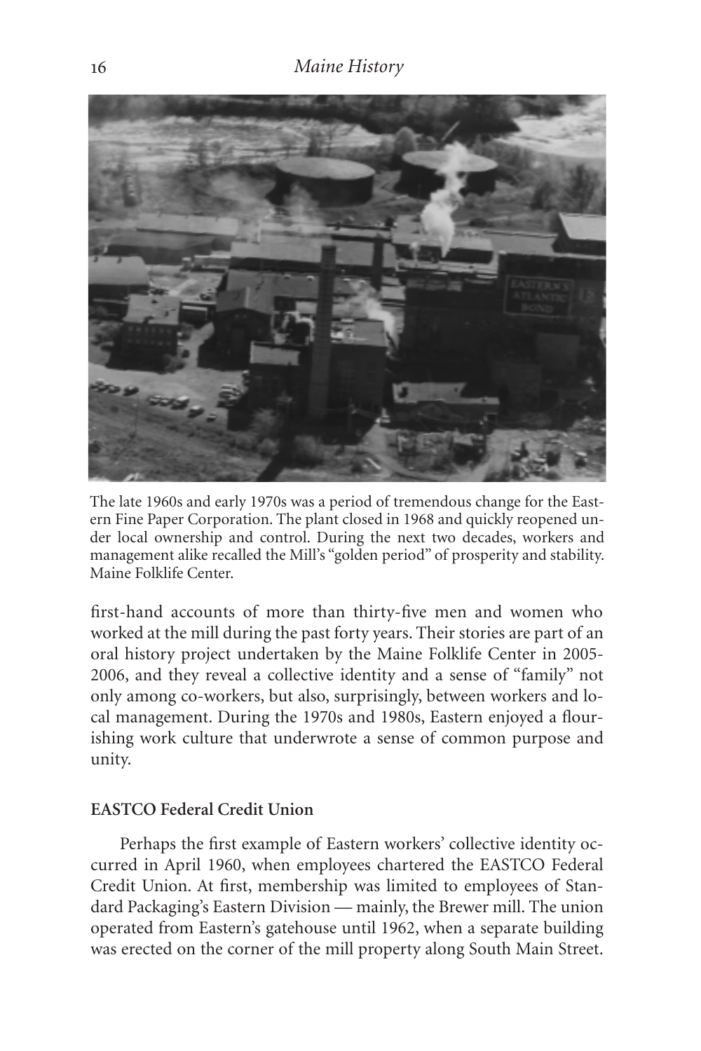The late 1960s and early 1970s was a period of tremendous change for the Eastern Fine Paper Corporation. The plant closed in 1968 and quickly reopened under local ownership and control. During the next two decades, workers and management alike recalled the Mill's "golden period" of prosperity and stability. Maine Folklife Center.

first-hand accounts of more than thirty-five men and women who worked at the mill during the past forty years. Their stories are part of an oral history project undertaken by the Maine Folklife Center in 2005-2006, and they reveal a collective identity and a sense of "family" not only among co-workers, but also, surprisingly, between workers and local management. During the 1970s and 1980s, Eastern enjoyed a flourishing work culture that underwrote a sense of common purpose and unity.

**EASTCO Federal Credit Union**

Perhaps the first example of Eastern workers' collective identity occurred in April 1960, when employees chartered the EASTCO Federal Credit Union. At first, membership was limited to employees of Standard Packaging's Eastern Division — mainly, the Brewer mill. The union operated from Eastern's gatehouse until 1962, when a separate building was erected on the corner of the mill property along South Main Street.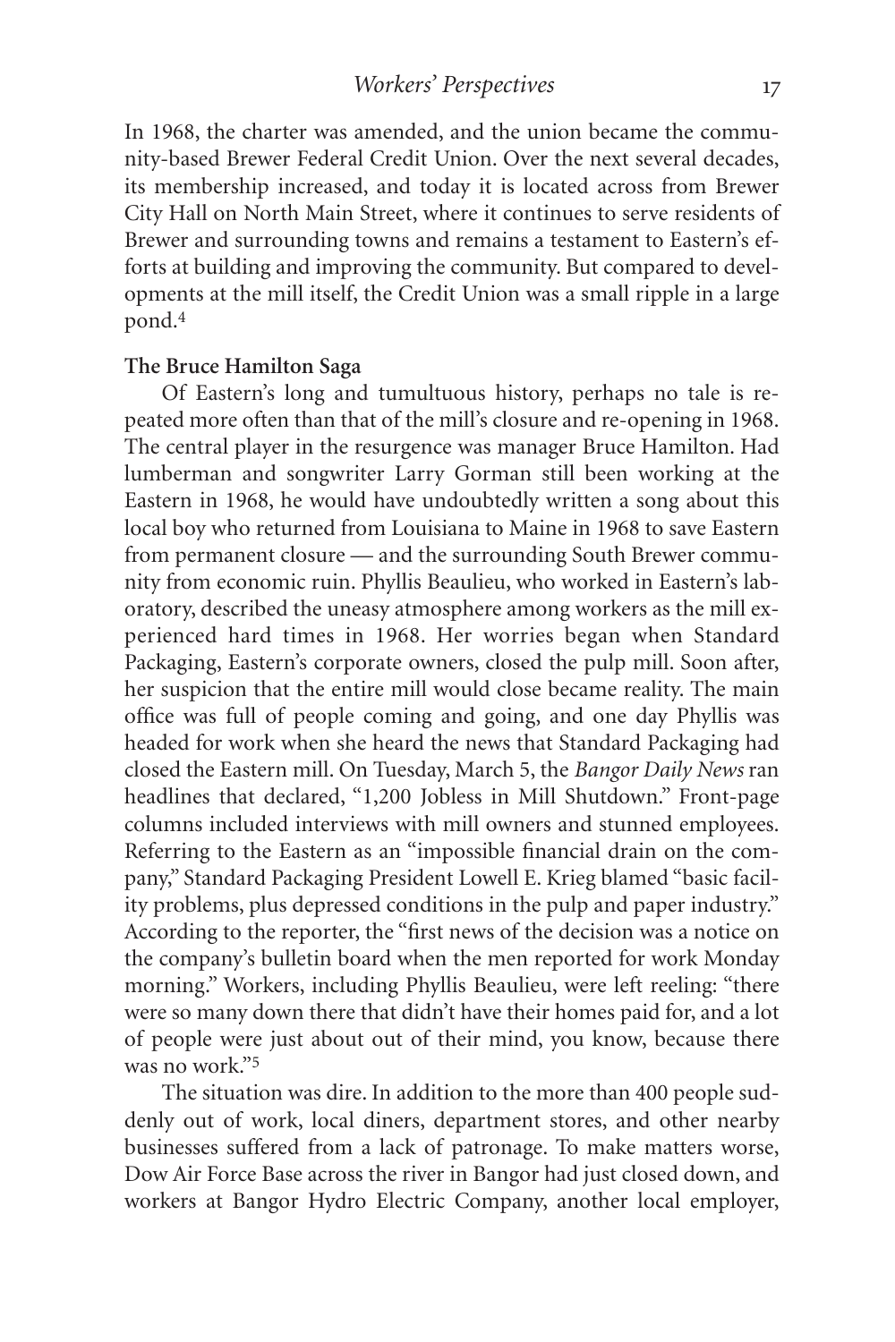In 1968, the charter was amended, and the union became the community-based Brewer Federal Credit Union. Over the next several decades, its membership increased, and today it is located across from Brewer City Hall on North Main Street, where it continues to serve residents of Brewer and surrounding towns and remains a testament to Eastern's efforts at building and improving the community. But compared to developments at the mill itself, the Credit Union was a small ripple in a large pond.[4]

**The Bruce Hamilton Saga**

Of Eastern's long and tumultuous history, perhaps no tale is repeated more often than that of the mill's closure and re-opening in 1968. The central player in the resurgence was manager Bruce Hamilton. Had lumberman and songwriter Larry Gorman still been working at the Eastern in 1968, he would have undoubtedly written a song about this local boy who returned from Louisiana to Maine in 1968 to save Eastern from permanent closure — and the surrounding South Brewer community from economic ruin. Phyllis Beaulieu, who worked in Eastern's laboratory, described the uneasy atmosphere among workers as the mill experienced hard times in 1968. Her worries began when Standard Packaging, Eastern's corporate owners, closed the pulp mill. Soon after, her suspicion that the entire mill would close became reality. The main office was full of people coming and going, and one day Phyllis was headed for work when she heard the news that Standard Packaging had closed the Eastern mill. On Tuesday, March 5, the *Bangor Daily News* ran headlines that declared, "1,200 Jobless in Mill Shutdown." Front-page columns included interviews with mill owners and stunned employees. Referring to the Eastern as an "impossible financial drain on the company," Standard Packaging President Lowell E. Krieg blamed "basic facility problems, plus depressed conditions in the pulp and paper industry." According to the reporter, the "first news of the decision was a notice on the company's bulletin board when the men reported for work Monday morning." Workers, including Phyllis Beaulieu, were left reeling: "there were so many down there that didn't have their homes paid for, and a lot of people were just about out of their mind, you know, because there was no work."[5]

The situation was dire. In addition to the more than 400 people suddenly out of work, local diners, department stores, and other nearby businesses suffered from a lack of patronage. To make matters worse, Dow Air Force Base across the river in Bangor had just closed down, and workers at Bangor Hydro Electric Company, another local employer,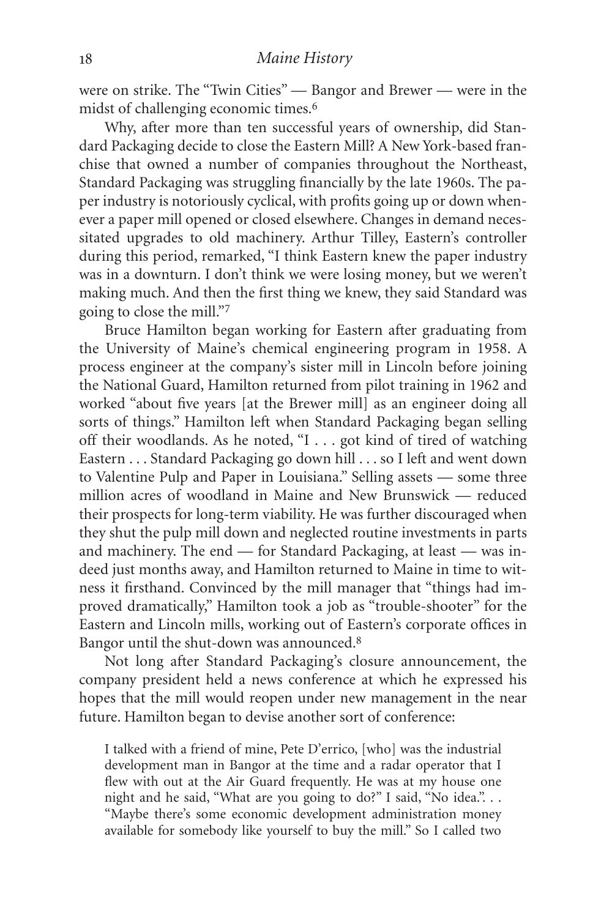were on strike. The "Twin Cities" — Bangor and Brewer — were in the midst of challenging economic times.[6]

Why, after more than ten successful years of ownership, did Standard Packaging decide to close the Eastern Mill? A New York-based franchise that owned a number of companies throughout the Northeast, Standard Packaging was struggling financially by the late 1960s. The paper industry is notoriously cyclical, with profits going up or down whenever a paper mill opened or closed elsewhere. Changes in demand necessitated upgrades to old machinery. Arthur Tilley, Eastern's controller during this period, remarked, "I think Eastern knew the paper industry was in a downturn. I don't think we were losing money, but we weren't making much. And then the first thing we knew, they said Standard was going to close the mill."[7]

Bruce Hamilton began working for Eastern after graduating from the University of Maine's chemical engineering program in 1958. A process engineer at the company's sister mill in Lincoln before joining the National Guard, Hamilton returned from pilot training in 1962 and worked "about five years [at the Brewer mill] as an engineer doing all sorts of things." Hamilton left when Standard Packaging began selling off their woodlands. As he noted, "I . . . got kind of tired of watching Eastern . . . Standard Packaging go down hill . . . so I left and went down to Valentine Pulp and Paper in Louisiana." Selling assets — some three million acres of woodland in Maine and New Brunswick — reduced their prospects for long-term viability. He was further discouraged when they shut the pulp mill down and neglected routine investments in parts and machinery. The end — for Standard Packaging, at least — was indeed just months away, and Hamilton returned to Maine in time to witness it firsthand. Convinced by the mill manager that "things had improved dramatically," Hamilton took a job as "trouble-shooter" for the Eastern and Lincoln mills, working out of Eastern's corporate offices in Bangor until the shut-down was announced.[8]

Not long after Standard Packaging's closure announcement, the company president held a news conference at which he expressed his hopes that the mill would reopen under new management in the near future. Hamilton began to devise another sort of conference:

> I talked with a friend of mine, Pete D'errico, [who] was the industrial development man in Bangor at the time and a radar operator that I flew with out at the Air Guard frequently. He was at my house one night and he said, "What are you going to do?" I said, "No idea.". . . "Maybe there's some economic development administration money available for somebody like yourself to buy the mill." So I called two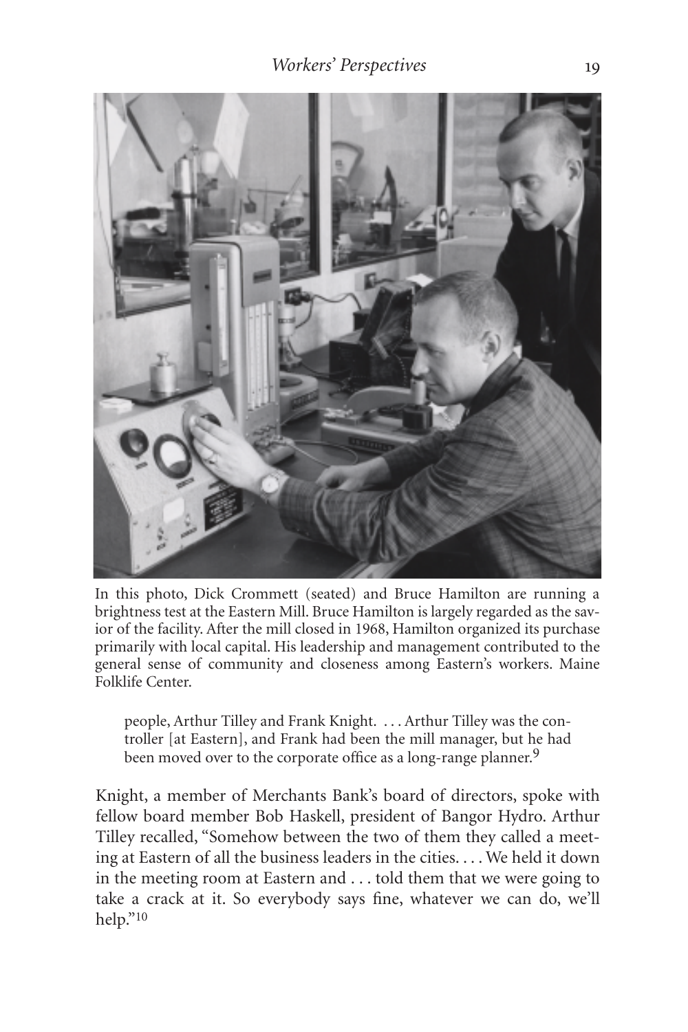In this photo, Dick Crommett (seated) and Bruce Hamilton are running a brightness test at the Eastern Mill. Bruce Hamilton is largely regarded as the savior of the facility. After the mill closed in 1968, Hamilton organized its purchase primarily with local capital. His leadership and management contributed to the general sense of community and closeness among Eastern's workers. Maine Folklife Center.

> people, Arthur Tilley and Frank Knight. . . . Arthur Tilley was the controller [at Eastern], and Frank had been the mill manager, but he had been moved over to the corporate office as a long-range planner.[9]

Knight, a member of Merchants Bank's board of directors, spoke with fellow board member Bob Haskell, president of Bangor Hydro. Arthur Tilley recalled, "Somehow between the two of them they called a meeting at Eastern of all the business leaders in the cities. . . . We held it down in the meeting room at Eastern and . . . told them that we were going to take a crack at it. So everybody says fine, whatever we can do, we'll help."[10]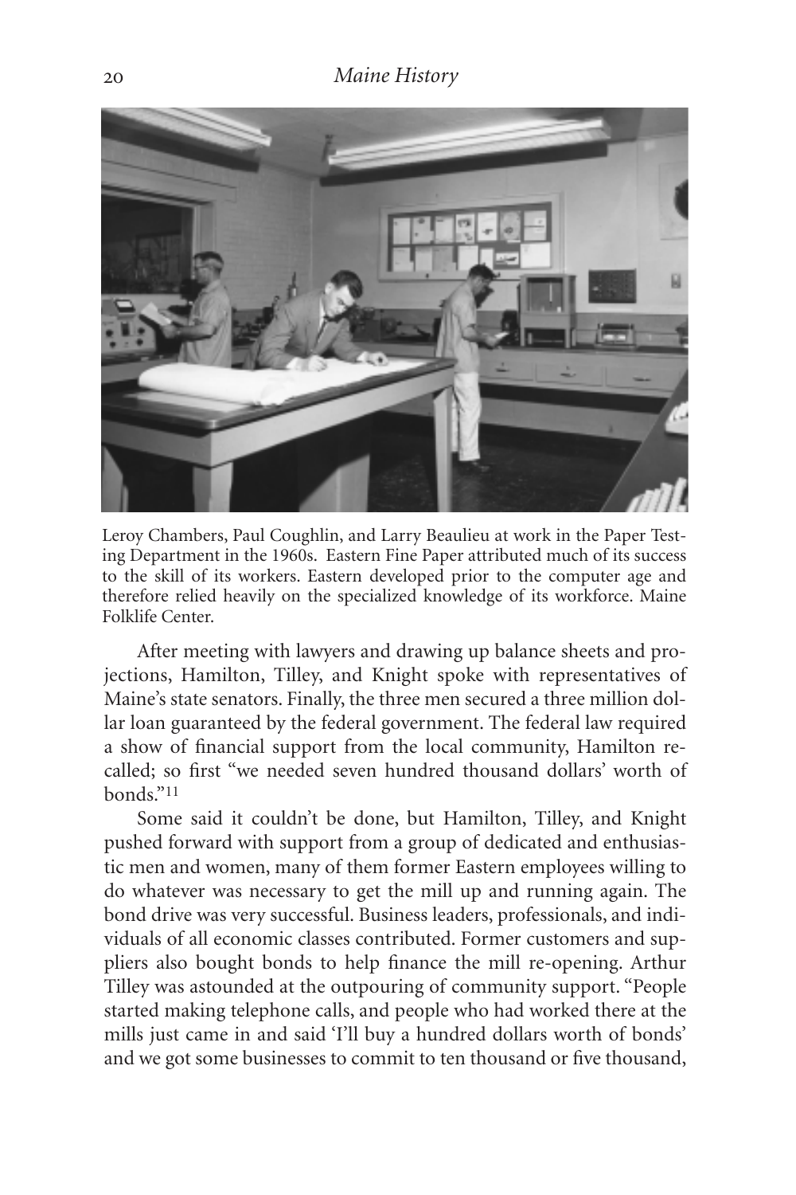Leroy Chambers, Paul Coughlin, and Larry Beaulieu at work in the Paper Testing Department in the 1960s. Eastern Fine Paper attributed much of its success to the skill of its workers. Eastern developed prior to the computer age and therefore relied heavily on the specialized knowledge of its workforce. Maine Folklife Center.

After meeting with lawyers and drawing up balance sheets and projections, Hamilton, Tilley, and Knight spoke with representatives of Maine's state senators. Finally, the three men secured a three million dollar loan guaranteed by the federal government. The federal law required a show of financial support from the local community, Hamilton recalled; so first "we needed seven hundred thousand dollars' worth of bonds."[11]

Some said it couldn't be done, but Hamilton, Tilley, and Knight pushed forward with support from a group of dedicated and enthusiastic men and women, many of them former Eastern employees willing to do whatever was necessary to get the mill up and running again. The bond drive was very successful. Business leaders, professionals, and individuals of all economic classes contributed. Former customers and suppliers also bought bonds to help finance the mill re-opening. Arthur Tilley was astounded at the outpouring of community support. "People started making telephone calls, and people who had worked there at the mills just came in and said 'I'll buy a hundred dollars worth of bonds' and we got some businesses to commit to ten thousand or five thousand,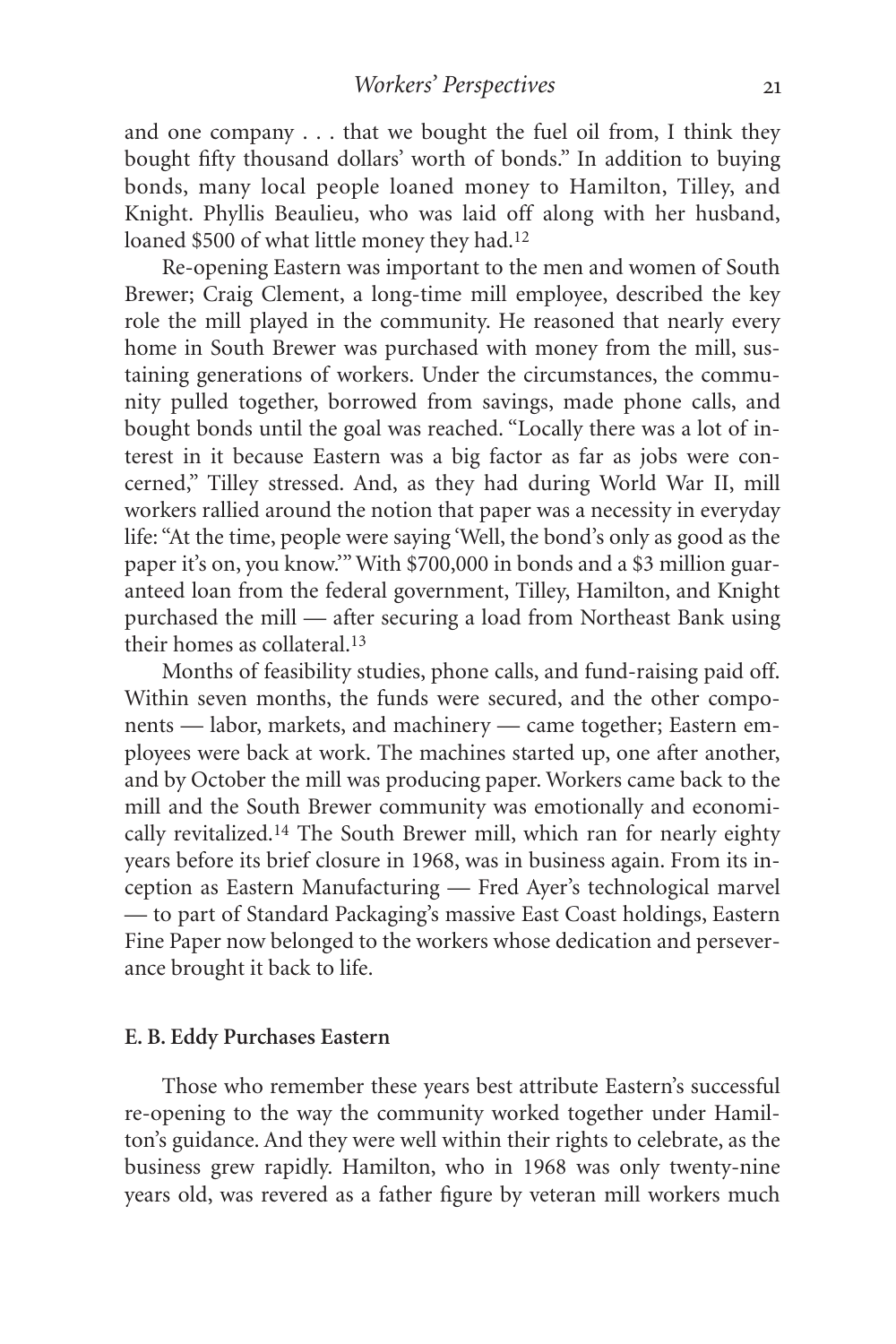and one company . . . that we bought the fuel oil from, I think they bought fifty thousand dollars' worth of bonds." In addition to buying bonds, many local people loaned money to Hamilton, Tilley, and Knight. Phyllis Beaulieu, who was laid off along with her husband, loaned $500 of what little money they had.[12]

Re-opening Eastern was important to the men and women of South Brewer; Craig Clement, a long-time mill employee, described the key role the mill played in the community. He reasoned that nearly every home in South Brewer was purchased with money from the mill, sustaining generations of workers. Under the circumstances, the community pulled together, borrowed from savings, made phone calls, and bought bonds until the goal was reached. "Locally there was a lot of interest in it because Eastern was a big factor as far as jobs were concerned," Tilley stressed. And, as they had during World War II, mill workers rallied around the notion that paper was a necessity in everyday life: "At the time, people were saying 'Well, the bond's only as good as the paper it's on, you know.'" With $700,000 in bonds and a $3 million guaranteed loan from the federal government, Tilley, Hamilton, and Knight purchased the mill — after securing a load from Northeast Bank using their homes as collateral.[13]

Months of feasibility studies, phone calls, and fund-raising paid off. Within seven months, the funds were secured, and the other components — labor, markets, and machinery — came together; Eastern employees were back at work. The machines started up, one after another, and by October the mill was producing paper. Workers came back to the mill and the South Brewer community was emotionally and economically revitalized.[14] The South Brewer mill, which ran for nearly eighty years before its brief closure in 1968, was in business again. From its inception as Eastern Manufacturing — Fred Ayer's technological marvel — to part of Standard Packaging's massive East Coast holdings, Eastern Fine Paper now belonged to the workers whose dedication and perseverance brought it back to life.

### E. B. Eddy Purchases Eastern

Those who remember these years best attribute Eastern's successful re-opening to the way the community worked together under Hamilton's guidance. And they were well within their rights to celebrate, as the business grew rapidly. Hamilton, who in 1968 was only twenty-nine years old, was revered as a father figure by veteran mill workers much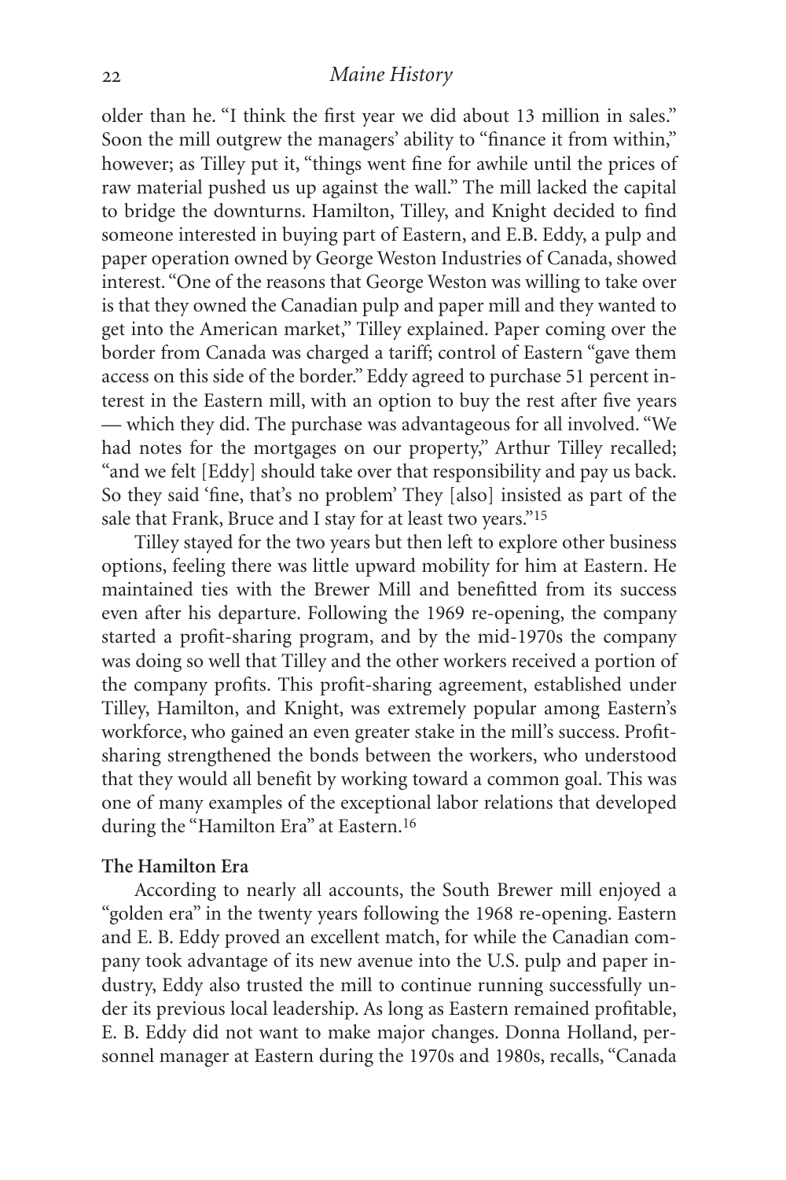older than he. "I think the first year we did about 13 million in sales." Soon the mill outgrew the managers' ability to "finance it from within," however; as Tilley put it, "things went fine for awhile until the prices of raw material pushed us up against the wall." The mill lacked the capital to bridge the downturns. Hamilton, Tilley, and Knight decided to find someone interested in buying part of Eastern, and E.B. Eddy, a pulp and paper operation owned by George Weston Industries of Canada, showed interest. "One of the reasons that George Weston was willing to take over is that they owned the Canadian pulp and paper mill and they wanted to get into the American market," Tilley explained. Paper coming over the border from Canada was charged a tariff; control of Eastern "gave them access on this side of the border." Eddy agreed to purchase 51 percent interest in the Eastern mill, with an option to buy the rest after five years — which they did. The purchase was advantageous for all involved. "We had notes for the mortgages on our property," Arthur Tilley recalled; "and we felt [Eddy] should take over that responsibility and pay us back. So they said 'fine, that's no problem' They [also] insisted as part of the sale that Frank, Bruce and I stay for at least two years."[15]

Tilley stayed for the two years but then left to explore other business options, feeling there was little upward mobility for him at Eastern. He maintained ties with the Brewer Mill and benefitted from its success even after his departure. Following the 1969 re-opening, the company started a profit-sharing program, and by the mid-1970s the company was doing so well that Tilley and the other workers received a portion of the company profits. This profit-sharing agreement, established under Tilley, Hamilton, and Knight, was extremely popular among Eastern's workforce, who gained an even greater stake in the mill's success. Profit-sharing strengthened the bonds between the workers, who understood that they would all benefit by working toward a common goal. This was one of many examples of the exceptional labor relations that developed during the "Hamilton Era" at Eastern.[16]

**The Hamilton Era**

According to nearly all accounts, the South Brewer mill enjoyed a "golden era" in the twenty years following the 1968 re-opening. Eastern and E. B. Eddy proved an excellent match, for while the Canadian company took advantage of its new avenue into the U.S. pulp and paper industry, Eddy also trusted the mill to continue running successfully under its previous local leadership. As long as Eastern remained profitable, E. B. Eddy did not want to make major changes. Donna Holland, personnel manager at Eastern during the 1970s and 1980s, recalls, "Canada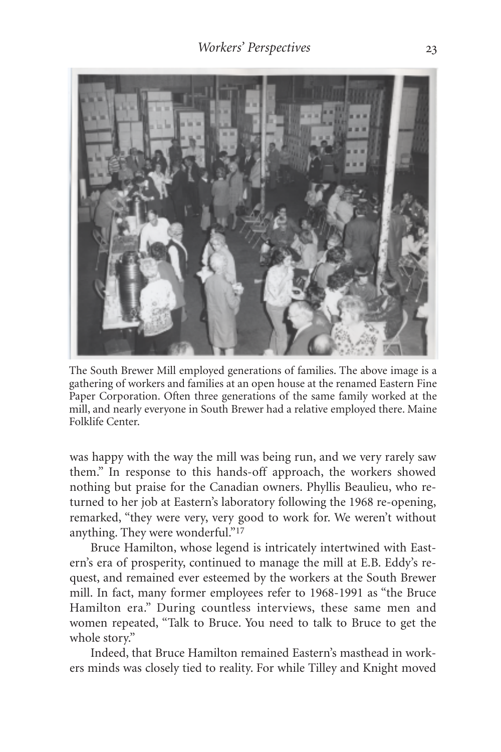The South Brewer Mill employed generations of families. The above image is a gathering of workers and families at an open house at the renamed Eastern Fine Paper Corporation. Often three generations of the same family worked at the mill, and nearly everyone in South Brewer had a relative employed there. Maine Folklife Center.

was happy with the way the mill was being run, and we very rarely saw them." In response to this hands-off approach, the workers showed nothing but praise for the Canadian owners. Phyllis Beaulieu, who returned to her job at Eastern's laboratory following the 1968 re-opening, remarked, "they were very, very good to work for. We weren't without anything. They were wonderful."[17]

Bruce Hamilton, whose legend is intricately intertwined with Eastern's era of prosperity, continued to manage the mill at E.B. Eddy's request, and remained ever esteemed by the workers at the South Brewer mill. In fact, many former employees refer to 1968-1991 as "the Bruce Hamilton era." During countless interviews, these same men and women repeated, "Talk to Bruce. You need to talk to Bruce to get the whole story."

Indeed, that Bruce Hamilton remained Eastern's masthead in workers minds was closely tied to reality. For while Tilley and Knight moved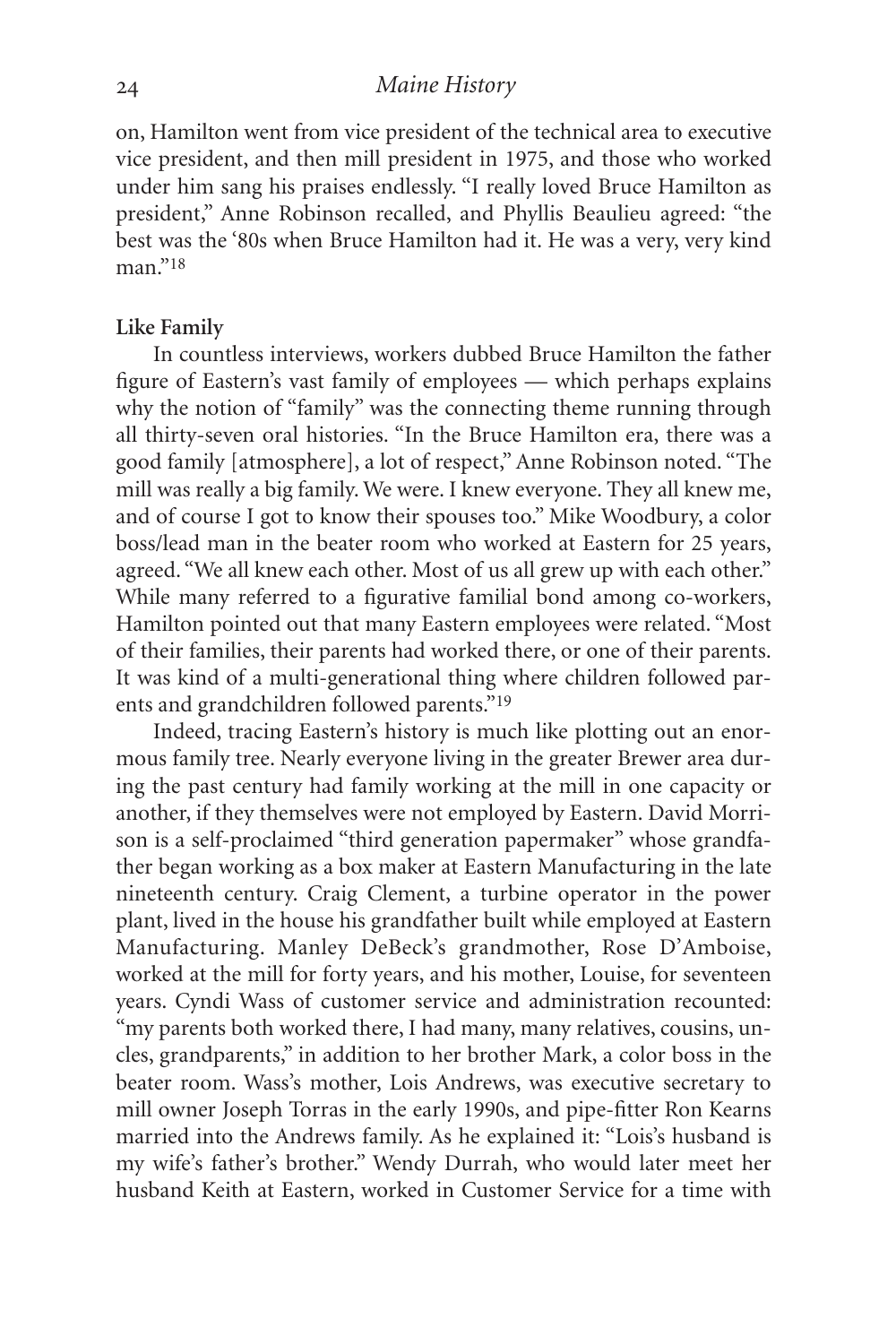on, Hamilton went from vice president of the technical area to executive vice president, and then mill president in 1975, and those who worked under him sang his praises endlessly. "I really loved Bruce Hamilton as president," Anne Robinson recalled, and Phyllis Beaulieu agreed: "the best was the '80s when Bruce Hamilton had it. He was a very, very kind man."[18]

**Like Family**

In countless interviews, workers dubbed Bruce Hamilton the father figure of Eastern's vast family of employees — which perhaps explains why the notion of "family" was the connecting theme running through all thirty-seven oral histories. "In the Bruce Hamilton era, there was a good family [atmosphere], a lot of respect," Anne Robinson noted. "The mill was really a big family. We were. I knew everyone. They all knew me, and of course I got to know their spouses too." Mike Woodbury, a color boss/lead man in the beater room who worked at Eastern for 25 years, agreed. "We all knew each other. Most of us all grew up with each other." While many referred to a figurative familial bond among co-workers, Hamilton pointed out that many Eastern employees were related. "Most of their families, their parents had worked there, or one of their parents. It was kind of a multi-generational thing where children followed parents and grandchildren followed parents."[19]

Indeed, tracing Eastern's history is much like plotting out an enormous family tree. Nearly everyone living in the greater Brewer area during the past century had family working at the mill in one capacity or another, if they themselves were not employed by Eastern. David Morrison is a self-proclaimed "third generation papermaker" whose grandfather began working as a box maker at Eastern Manufacturing in the late nineteenth century. Craig Clement, a turbine operator in the power plant, lived in the house his grandfather built while employed at Eastern Manufacturing. Manley DeBeck's grandmother, Rose D'Amboise, worked at the mill for forty years, and his mother, Louise, for seventeen years. Cyndi Wass of customer service and administration recounted: "my parents both worked there, I had many, many relatives, cousins, uncles, grandparents," in addition to her brother Mark, a color boss in the beater room. Wass's mother, Lois Andrews, was executive secretary to mill owner Joseph Torras in the early 1990s, and pipe-fitter Ron Kearns married into the Andrews family. As he explained it: "Lois's husband is my wife's father's brother." Wendy Durrah, who would later meet her husband Keith at Eastern, worked in Customer Service for a time with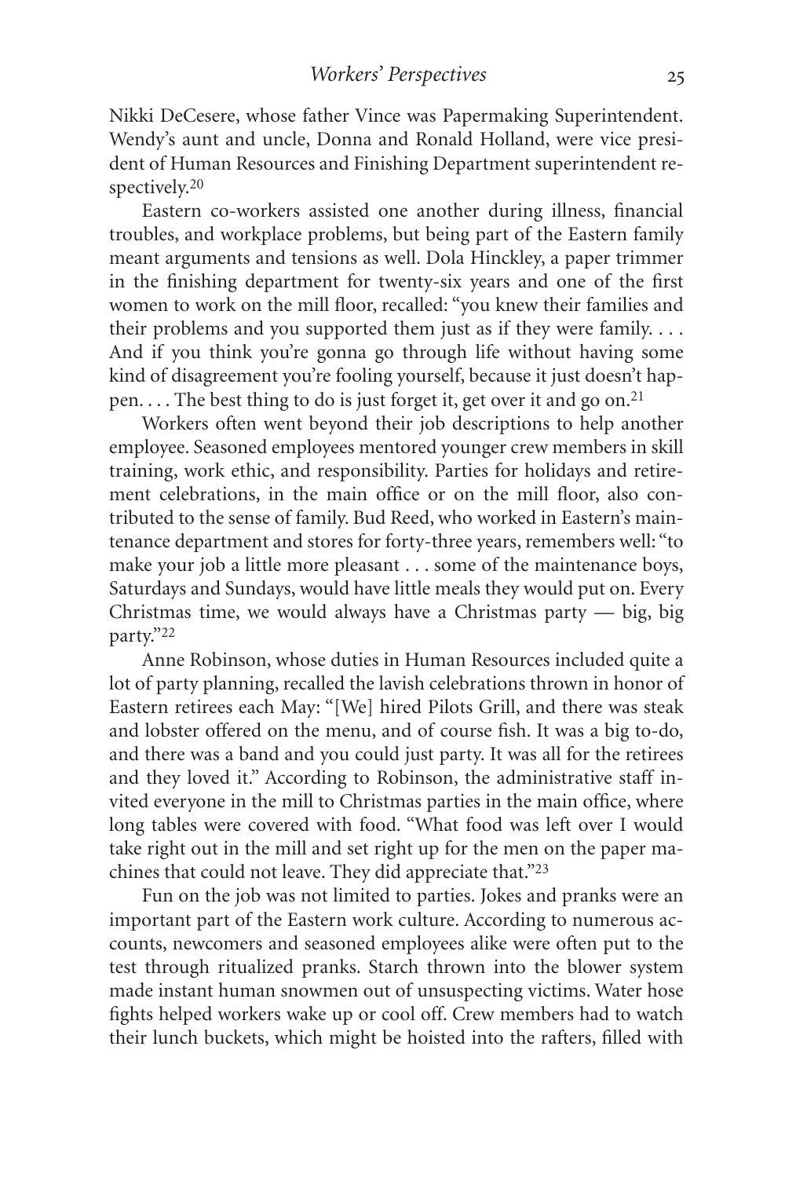Nikki DeCesere, whose father Vince was Papermaking Superintendent. Wendy's aunt and uncle, Donna and Ronald Holland, were vice president of Human Resources and Finishing Department superintendent respectively.[20]

Eastern co-workers assisted one another during illness, financial troubles, and workplace problems, but being part of the Eastern family meant arguments and tensions as well. Dola Hinckley, a paper trimmer in the finishing department for twenty-six years and one of the first women to work on the mill floor, recalled: "you knew their families and their problems and you supported them just as if they were family. . . . And if you think you're gonna go through life without having some kind of disagreement you're fooling yourself, because it just doesn't happen. . . . The best thing to do is just forget it, get over it and go on.[21]

Workers often went beyond their job descriptions to help another employee. Seasoned employees mentored younger crew members in skill training, work ethic, and responsibility. Parties for holidays and retirement celebrations, in the main office or on the mill floor, also contributed to the sense of family. Bud Reed, who worked in Eastern's maintenance department and stores for forty-three years, remembers well: "to make your job a little more pleasant . . . some of the maintenance boys, Saturdays and Sundays, would have little meals they would put on. Every Christmas time, we would always have a Christmas party — big, big party."[22]

Anne Robinson, whose duties in Human Resources included quite a lot of party planning, recalled the lavish celebrations thrown in honor of Eastern retirees each May: "[We] hired Pilots Grill, and there was steak and lobster offered on the menu, and of course fish. It was a big to-do, and there was a band and you could just party. It was all for the retirees and they loved it." According to Robinson, the administrative staff invited everyone in the mill to Christmas parties in the main office, where long tables were covered with food. "What food was left over I would take right out in the mill and set right up for the men on the paper machines that could not leave. They did appreciate that."[23]

Fun on the job was not limited to parties. Jokes and pranks were an important part of the Eastern work culture. According to numerous accounts, newcomers and seasoned employees alike were often put to the test through ritualized pranks. Starch thrown into the blower system made instant human snowmen out of unsuspecting victims. Water hose fights helped workers wake up or cool off. Crew members had to watch their lunch buckets, which might be hoisted into the rafters, filled with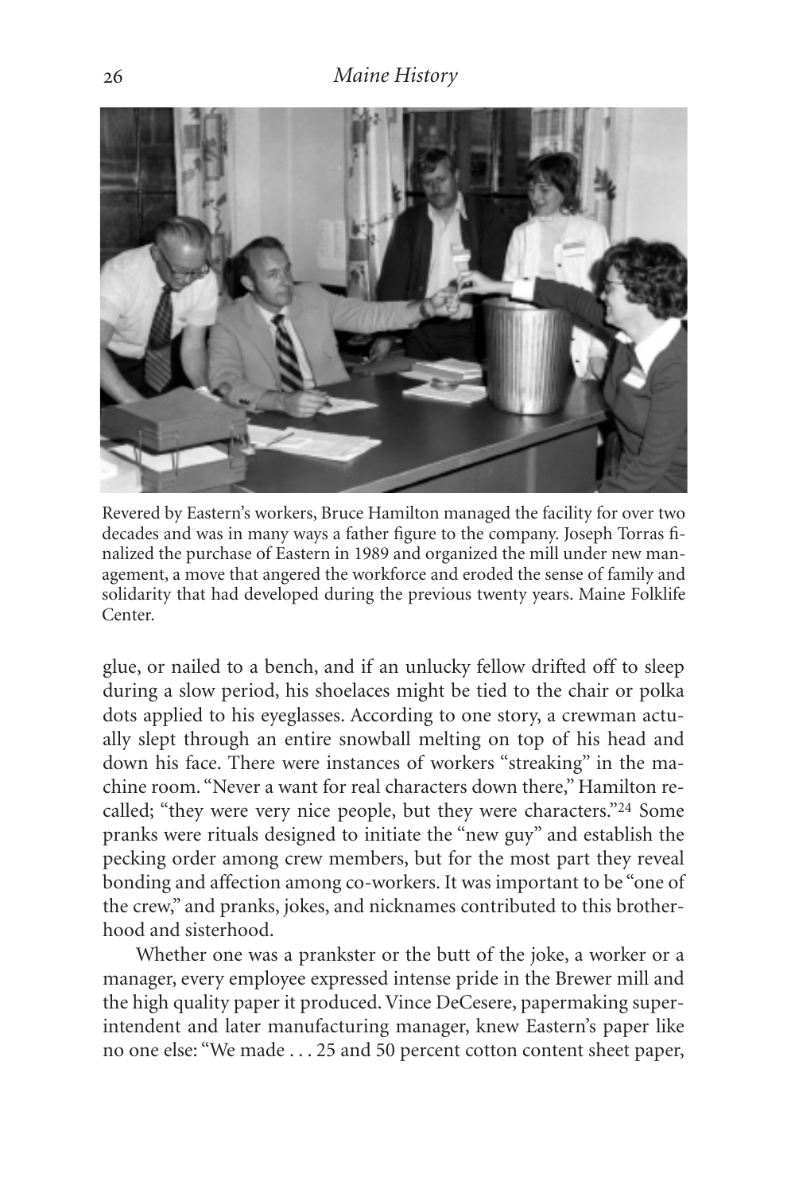Revered by Eastern's workers, Bruce Hamilton managed the facility for over two decades and was in many ways a father figure to the company. Joseph Torras finalized the purchase of Eastern in 1989 and organized the mill under new management, a move that angered the workforce and eroded the sense of family and solidarity that had developed during the previous twenty years. Maine Folklife Center.

glue, or nailed to a bench, and if an unlucky fellow drifted off to sleep during a slow period, his shoelaces might be tied to the chair or polka dots applied to his eyeglasses. According to one story, a crewman actually slept through an entire snowball melting on top of his head and down his face. There were instances of workers "streaking" in the machine room. "Never a want for real characters down there," Hamilton recalled; "they were very nice people, but they were characters."[24] Some pranks were rituals designed to initiate the "new guy" and establish the pecking order among crew members, but for the most part they reveal bonding and affection among co-workers. It was important to be "one of the crew," and pranks, jokes, and nicknames contributed to this brotherhood and sisterhood.

Whether one was a prankster or the butt of the joke, a worker or a manager, every employee expressed intense pride in the Brewer mill and the high quality paper it produced. Vince DeCesere, papermaking superintendent and later manufacturing manager, knew Eastern's paper like no one else: "We made . . . 25 and 50 percent cotton content sheet paper,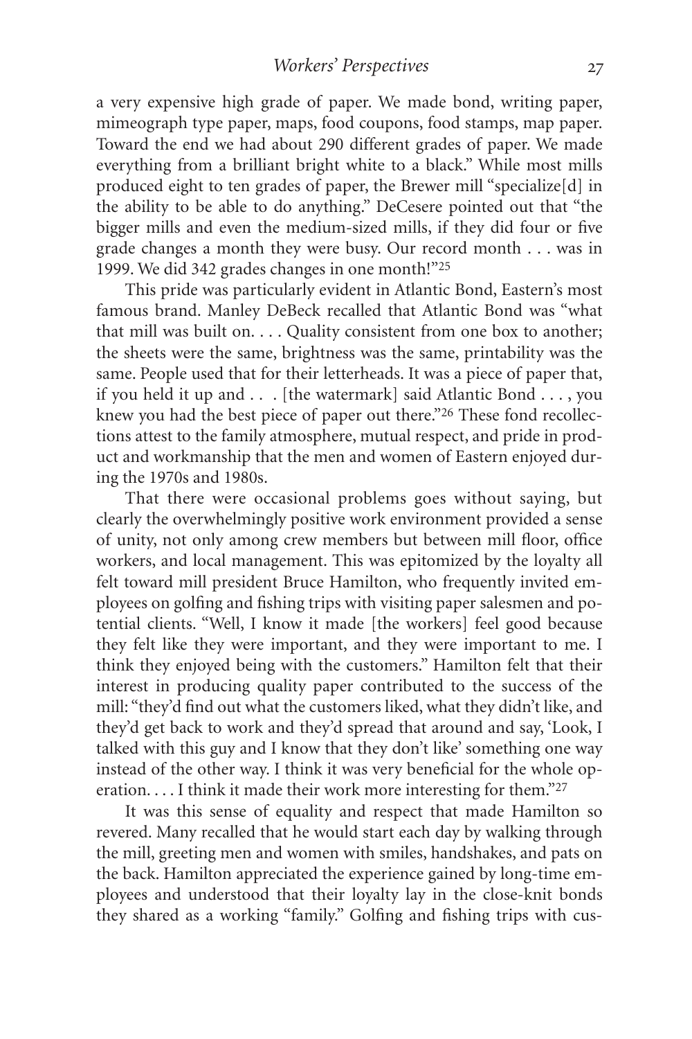a very expensive high grade of paper. We made bond, writing paper, mimeograph type paper, maps, food coupons, food stamps, map paper. Toward the end we had about 290 different grades of paper. We made everything from a brilliant bright white to a black." While most mills produced eight to ten grades of paper, the Brewer mill "specialize[d] in the ability to be able to do anything." DeCesere pointed out that "the bigger mills and even the medium-sized mills, if they did four or five grade changes a month they were busy. Our record month . . . was in 1999. We did 342 grades changes in one month!"[25]

This pride was particularly evident in Atlantic Bond, Eastern's most famous brand. Manley DeBeck recalled that Atlantic Bond was "what that mill was built on. . . . Quality consistent from one box to another; the sheets were the same, brightness was the same, printability was the same. People used that for their letterheads. It was a piece of paper that, if you held it up and . . . [the watermark] said Atlantic Bond . . . , you knew you had the best piece of paper out there."[26] These fond recollections attest to the family atmosphere, mutual respect, and pride in product and workmanship that the men and women of Eastern enjoyed during the 1970s and 1980s.

That there were occasional problems goes without saying, but clearly the overwhelmingly positive work environment provided a sense of unity, not only among crew members but between mill floor, office workers, and local management. This was epitomized by the loyalty all felt toward mill president Bruce Hamilton, who frequently invited employees on golfing and fishing trips with visiting paper salesmen and potential clients. "Well, I know it made [the workers] feel good because they felt like they were important, and they were important to me. I think they enjoyed being with the customers." Hamilton felt that their interest in producing quality paper contributed to the success of the mill: "they'd find out what the customers liked, what they didn't like, and they'd get back to work and they'd spread that around and say, 'Look, I talked with this guy and I know that they don't like' something one way instead of the other way. I think it was very beneficial for the whole operation. . . . I think it made their work more interesting for them."[27]

It was this sense of equality and respect that made Hamilton so revered. Many recalled that he would start each day by walking through the mill, greeting men and women with smiles, handshakes, and pats on the back. Hamilton appreciated the experience gained by long-time employees and understood that their loyalty lay in the close-knit bonds they shared as a working "family." Golfing and fishing trips with cus-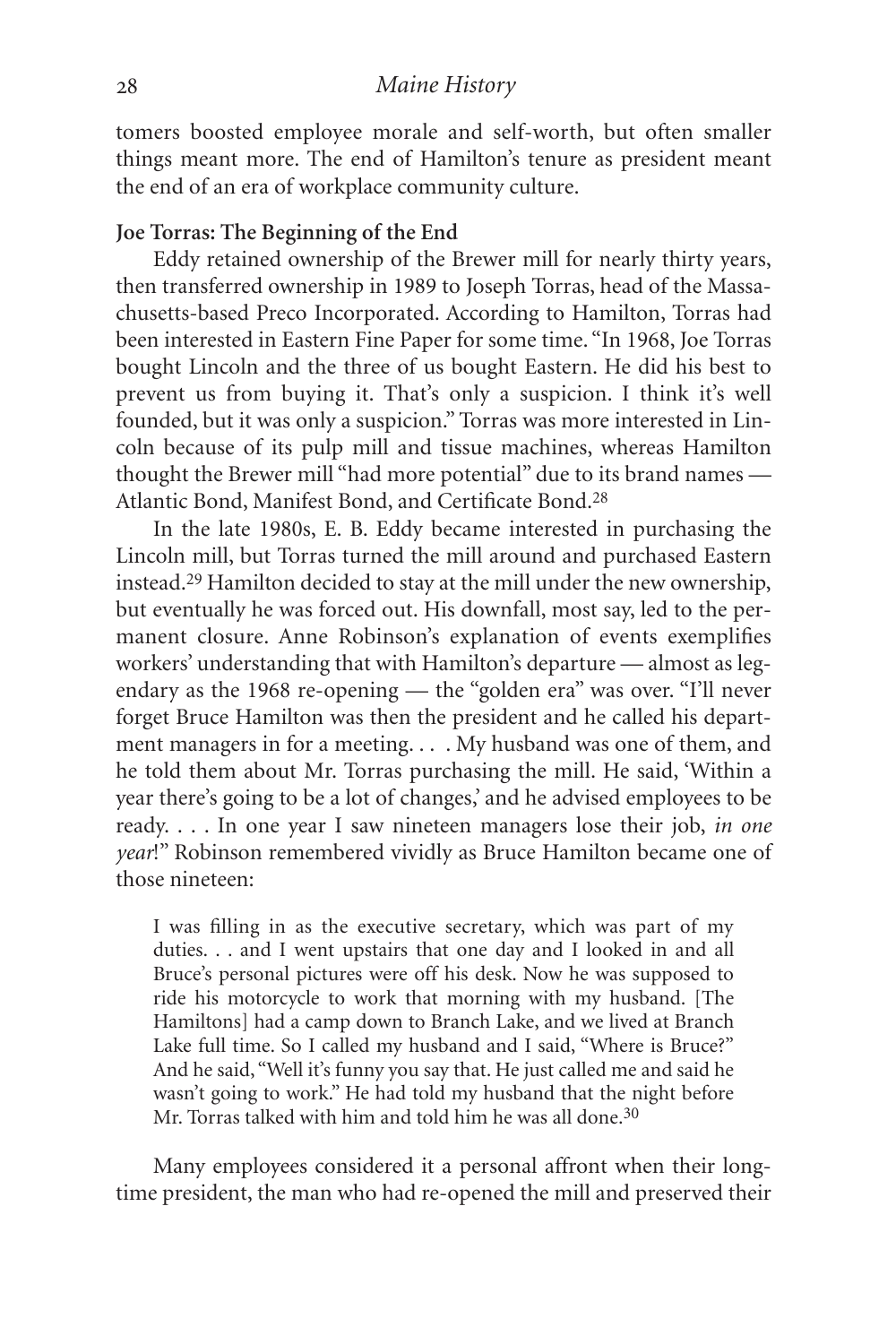tomers boosted employee morale and self-worth, but often smaller things meant more. The end of Hamilton's tenure as president meant the end of an era of workplace community culture.

**Joe Torras: The Beginning of the End**

Eddy retained ownership of the Brewer mill for nearly thirty years, then transferred ownership in 1989 to Joseph Torras, head of the Massachusetts-based Preco Incorporated. According to Hamilton, Torras had been interested in Eastern Fine Paper for some time. "In 1968, Joe Torras bought Lincoln and the three of us bought Eastern. He did his best to prevent us from buying it. That's only a suspicion. I think it's well founded, but it was only a suspicion." Torras was more interested in Lincoln because of its pulp mill and tissue machines, whereas Hamilton thought the Brewer mill "had more potential" due to its brand names — Atlantic Bond, Manifest Bond, and Certificate Bond.[28]

In the late 1980s, E. B. Eddy became interested in purchasing the Lincoln mill, but Torras turned the mill around and purchased Eastern instead.[29] Hamilton decided to stay at the mill under the new ownership, but eventually he was forced out. His downfall, most say, led to the permanent closure. Anne Robinson's explanation of events exemplifies workers' understanding that with Hamilton's departure — almost as legendary as the 1968 re-opening — the "golden era" was over. "I'll never forget Bruce Hamilton was then the president and he called his department managers in for a meeting. . . . My husband was one of them, and he told them about Mr. Torras purchasing the mill. He said, 'Within a year there's going to be a lot of changes,' and he advised employees to be ready. . . . In one year I saw nineteen managers lose their job, *in one year*!" Robinson remembered vividly as Bruce Hamilton became one of those nineteen:

> I was filling in as the executive secretary, which was part of my duties. . . and I went upstairs that one day and I looked in and all Bruce's personal pictures were off his desk. Now he was supposed to ride his motorcycle to work that morning with my husband. [The Hamiltons] had a camp down to Branch Lake, and we lived at Branch Lake full time. So I called my husband and I said, "Where is Bruce?" And he said, "Well it's funny you say that. He just called me and said he wasn't going to work." He had told my husband that the night before Mr. Torras talked with him and told him he was all done.[30]

Many employees considered it a personal affront when their longtime president, the man who had re-opened the mill and preserved their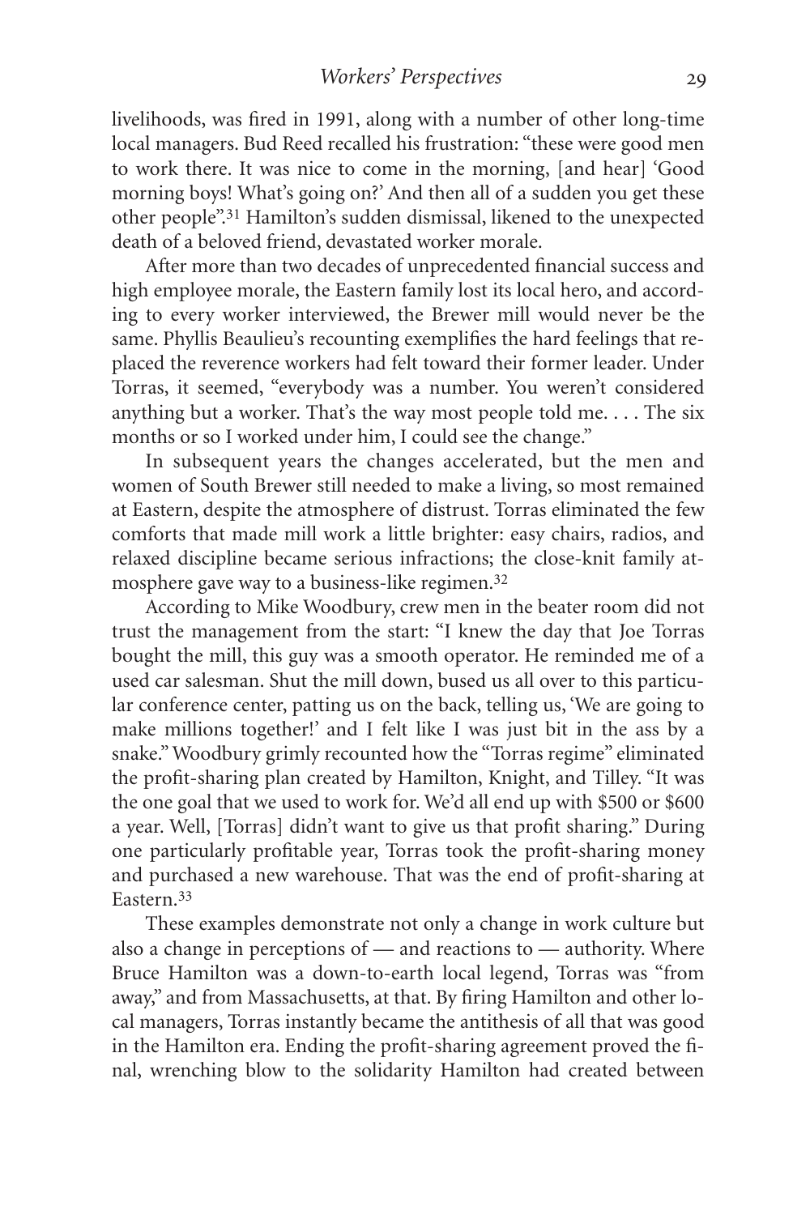livelihoods, was fired in 1991, along with a number of other long-time local managers. Bud Reed recalled his frustration: "these were good men to work there. It was nice to come in the morning, [and hear] 'Good morning boys! What's going on?' And then all of a sudden you get these other people".[31] Hamilton's sudden dismissal, likened to the unexpected death of a beloved friend, devastated worker morale.

After more than two decades of unprecedented financial success and high employee morale, the Eastern family lost its local hero, and according to every worker interviewed, the Brewer mill would never be the same. Phyllis Beaulieu's recounting exemplifies the hard feelings that replaced the reverence workers had felt toward their former leader. Under Torras, it seemed, "everybody was a number. You weren't considered anything but a worker. That's the way most people told me. . . . The six months or so I worked under him, I could see the change."

In subsequent years the changes accelerated, but the men and women of South Brewer still needed to make a living, so most remained at Eastern, despite the atmosphere of distrust. Torras eliminated the few comforts that made mill work a little brighter: easy chairs, radios, and relaxed discipline became serious infractions; the close-knit family atmosphere gave way to a business-like regimen.[32]

According to Mike Woodbury, crew men in the beater room did not trust the management from the start: "I knew the day that Joe Torras bought the mill, this guy was a smooth operator. He reminded me of a used car salesman. Shut the mill down, bused us all over to this particular conference center, patting us on the back, telling us, 'We are going to make millions together!' and I felt like I was just bit in the ass by a snake." Woodbury grimly recounted how the "Torras regime" eliminated the profit-sharing plan created by Hamilton, Knight, and Tilley. "It was the one goal that we used to work for. We'd all end up with $500 or $600 a year. Well, [Torras] didn't want to give us that profit sharing." During one particularly profitable year, Torras took the profit-sharing money and purchased a new warehouse. That was the end of profit-sharing at Eastern.[33]

These examples demonstrate not only a change in work culture but also a change in perceptions of — and reactions to — authority. Where Bruce Hamilton was a down-to-earth local legend, Torras was "from away," and from Massachusetts, at that. By firing Hamilton and other local managers, Torras instantly became the antithesis of all that was good in the Hamilton era. Ending the profit-sharing agreement proved the final, wrenching blow to the solidarity Hamilton had created between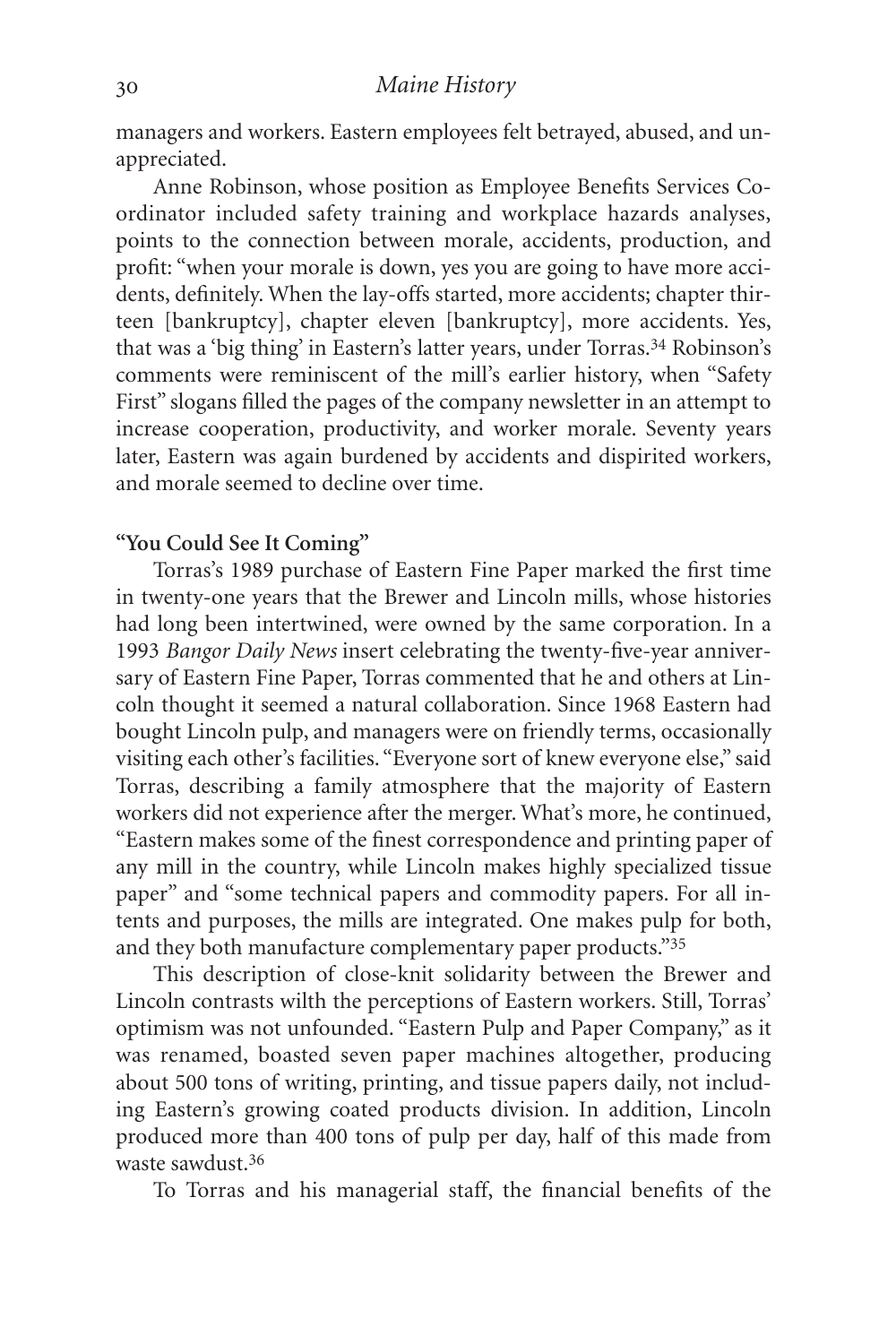managers and workers. Eastern employees felt betrayed, abused, and unappreciated.

Anne Robinson, whose position as Employee Benefits Services Coordinator included safety training and workplace hazards analyses, points to the connection between morale, accidents, production, and profit: "when your morale is down, yes you are going to have more accidents, definitely. When the lay-offs started, more accidents; chapter thirteen [bankruptcy], chapter eleven [bankruptcy], more accidents. Yes, that was a 'big thing' in Eastern's latter years, under Torras.[34] Robinson's comments were reminiscent of the mill's earlier history, when "Safety First" slogans filled the pages of the company newsletter in an attempt to increase cooperation, productivity, and worker morale. Seventy years later, Eastern was again burdened by accidents and dispirited workers, and morale seemed to decline over time.

**"You Could See It Coming"**

Torras's 1989 purchase of Eastern Fine Paper marked the first time in twenty-one years that the Brewer and Lincoln mills, whose histories had long been intertwined, were owned by the same corporation. In a 1993 *Bangor Daily News* insert celebrating the twenty-five-year anniversary of Eastern Fine Paper, Torras commented that he and others at Lincoln thought it seemed a natural collaboration. Since 1968 Eastern had bought Lincoln pulp, and managers were on friendly terms, occasionally visiting each other's facilities. "Everyone sort of knew everyone else," said Torras, describing a family atmosphere that the majority of Eastern workers did not experience after the merger. What's more, he continued, "Eastern makes some of the finest correspondence and printing paper of any mill in the country, while Lincoln makes highly specialized tissue paper" and "some technical papers and commodity papers. For all intents and purposes, the mills are integrated. One makes pulp for both, and they both manufacture complementary paper products."[35]

This description of close-knit solidarity between the Brewer and Lincoln contrasts wilth the perceptions of Eastern workers. Still, Torras' optimism was not unfounded. "Eastern Pulp and Paper Company," as it was renamed, boasted seven paper machines altogether, producing about 500 tons of writing, printing, and tissue papers daily, not including Eastern's growing coated products division. In addition, Lincoln produced more than 400 tons of pulp per day, half of this made from waste sawdust.[36]

To Torras and his managerial staff, the financial benefits of the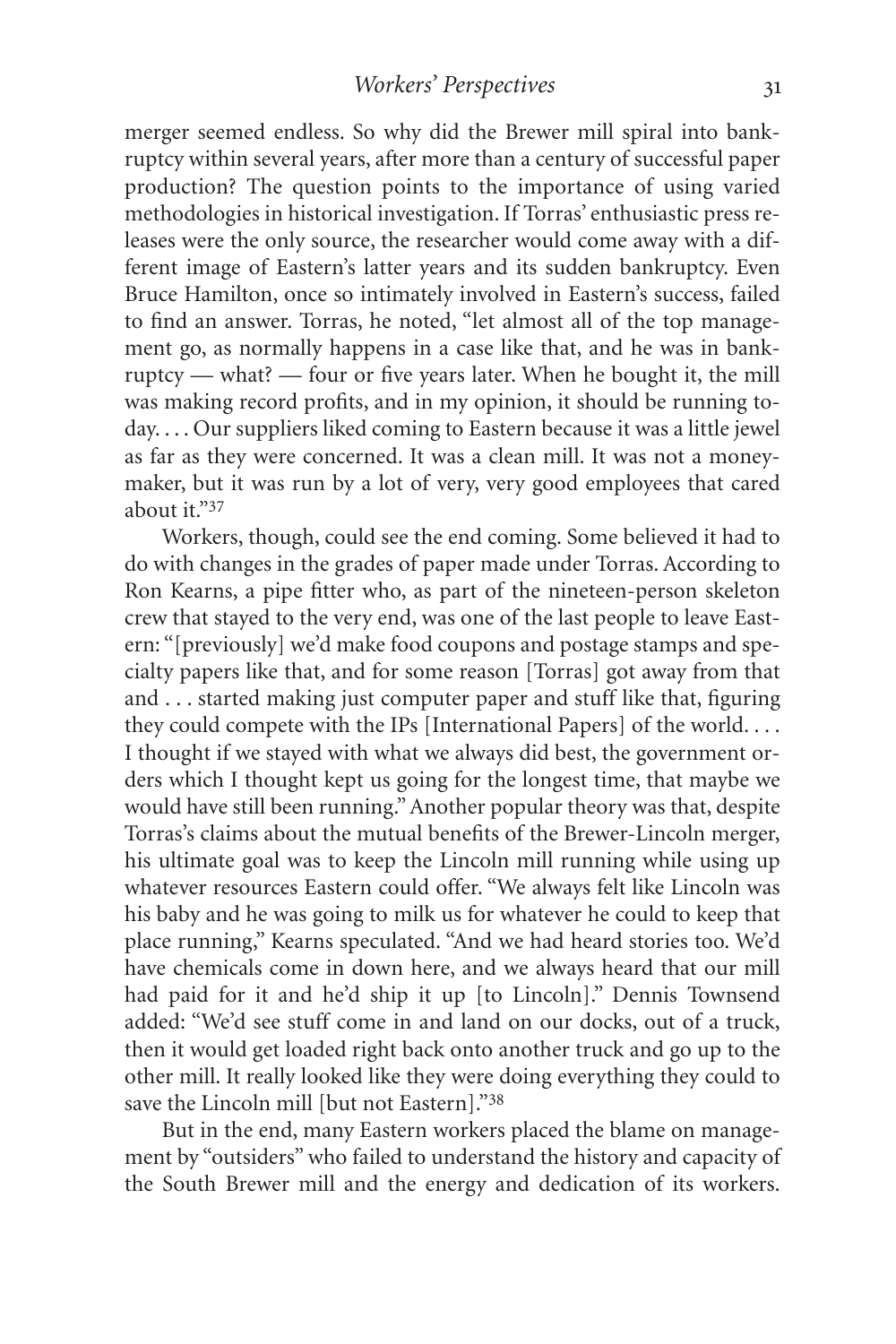merger seemed endless. So why did the Brewer mill spiral into bankruptcy within several years, after more than a century of successful paper production? The question points to the importance of using varied methodologies in historical investigation. If Torras' enthusiastic press releases were the only source, the researcher would come away with a different image of Eastern's latter years and its sudden bankruptcy. Even Bruce Hamilton, once so intimately involved in Eastern's success, failed to find an answer. Torras, he noted, "let almost all of the top management go, as normally happens in a case like that, and he was in bankruptcy — what? — four or five years later. When he bought it, the mill was making record profits, and in my opinion, it should be running today. . . . Our suppliers liked coming to Eastern because it was a little jewel as far as they were concerned. It was a clean mill. It was not a moneymaker, but it was run by a lot of very, very good employees that cared about it."[37]

Workers, though, could see the end coming. Some believed it had to do with changes in the grades of paper made under Torras. According to Ron Kearns, a pipe fitter who, as part of the nineteen-person skeleton crew that stayed to the very end, was one of the last people to leave Eastern: "[previously] we'd make food coupons and postage stamps and specialty papers like that, and for some reason [Torras] got away from that and . . . started making just computer paper and stuff like that, figuring they could compete with the IPs [International Papers] of the world. . . . I thought if we stayed with what we always did best, the government orders which I thought kept us going for the longest time, that maybe we would have still been running." Another popular theory was that, despite Torras's claims about the mutual benefits of the Brewer-Lincoln merger, his ultimate goal was to keep the Lincoln mill running while using up whatever resources Eastern could offer. "We always felt like Lincoln was his baby and he was going to milk us for whatever he could to keep that place running," Kearns speculated. "And we had heard stories too. We'd have chemicals come in down here, and we always heard that our mill had paid for it and he'd ship it up [to Lincoln]." Dennis Townsend added: "We'd see stuff come in and land on our docks, out of a truck, then it would get loaded right back onto another truck and go up to the other mill. It really looked like they were doing everything they could to save the Lincoln mill [but not Eastern]."[38]

But in the end, many Eastern workers placed the blame on management by "outsiders" who failed to understand the history and capacity of the South Brewer mill and the energy and dedication of its workers.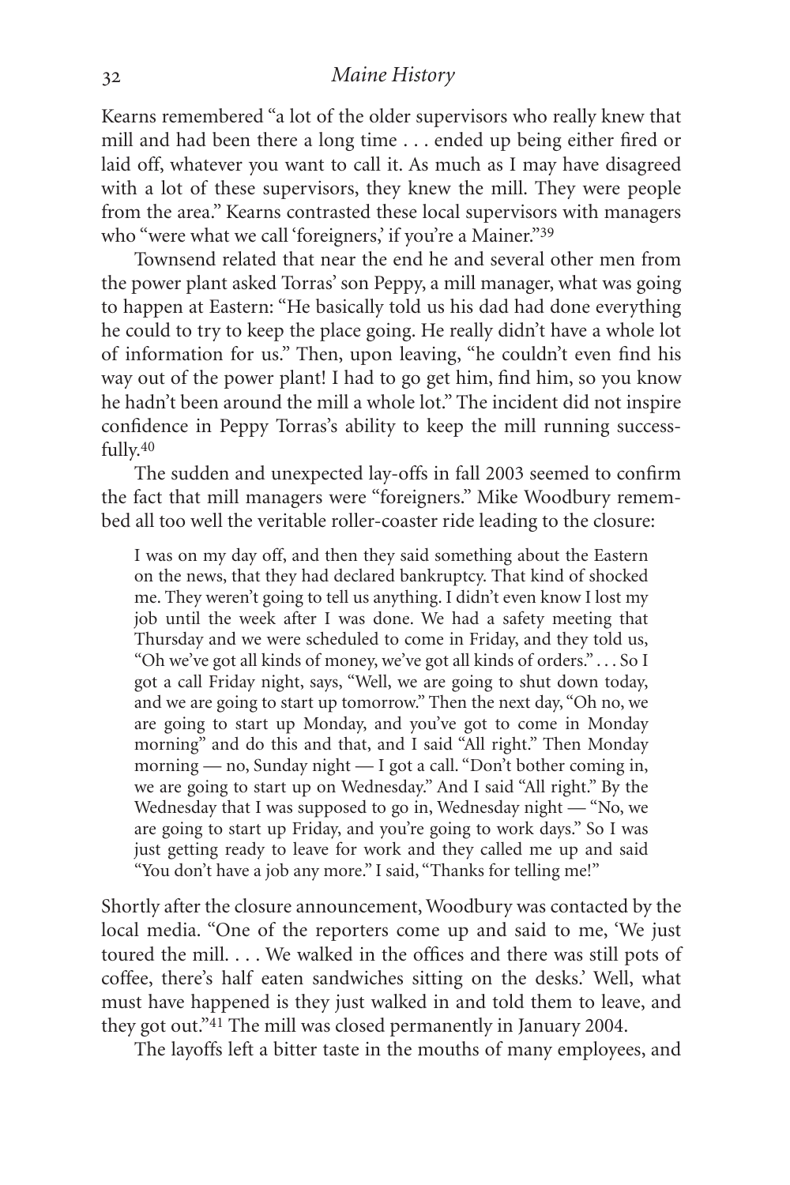Kearns remembered "a lot of the older supervisors who really knew that mill and had been there a long time . . . ended up being either fired or laid off, whatever you want to call it. As much as I may have disagreed with a lot of these supervisors, they knew the mill. They were people from the area." Kearns contrasted these local supervisors with managers who "were what we call 'foreigners,' if you're a Mainer."[39]

Townsend related that near the end he and several other men from the power plant asked Torras' son Peppy, a mill manager, what was going to happen at Eastern: "He basically told us his dad had done everything he could to try to keep the place going. He really didn't have a whole lot of information for us." Then, upon leaving, "he couldn't even find his way out of the power plant! I had to go get him, find him, so you know he hadn't been around the mill a whole lot." The incident did not inspire confidence in Peppy Torras's ability to keep the mill running successfully.[40]

The sudden and unexpected lay-offs in fall 2003 seemed to confirm the fact that mill managers were "foreigners." Mike Woodbury remembed all too well the veritable roller-coaster ride leading to the closure:

> I was on my day off, and then they said something about the Eastern on the news, that they had declared bankruptcy. That kind of shocked me. They weren't going to tell us anything. I didn't even know I lost my job until the week after I was done. We had a safety meeting that Thursday and we were scheduled to come in Friday, and they told us, "Oh we've got all kinds of money, we've got all kinds of orders." . . . So I got a call Friday night, says, "Well, we are going to shut down today, and we are going to start up tomorrow." Then the next day, "Oh no, we are going to start up Monday, and you've got to come in Monday morning" and do this and that, and I said "All right." Then Monday morning — no, Sunday night — I got a call. "Don't bother coming in, we are going to start up on Wednesday." And I said "All right." By the Wednesday that I was supposed to go in, Wednesday night — "No, we are going to start up Friday, and you're going to work days." So I was just getting ready to leave for work and they called me up and said "You don't have a job any more." I said, "Thanks for telling me!"

Shortly after the closure announcement, Woodbury was contacted by the local media. "One of the reporters come up and said to me, 'We just toured the mill. . . . We walked in the offices and there was still pots of coffee, there's half eaten sandwiches sitting on the desks.' Well, what must have happened is they just walked in and told them to leave, and they got out."[41] The mill was closed permanently in January 2004.

The layoffs left a bitter taste in the mouths of many employees, and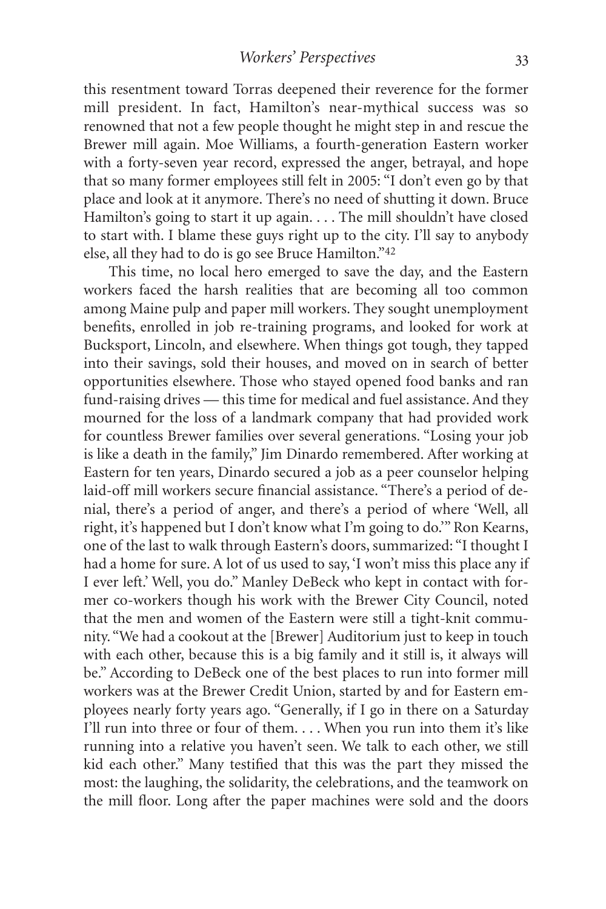this resentment toward Torras deepened their reverence for the former mill president. In fact, Hamilton's near-mythical success was so renowned that not a few people thought he might step in and rescue the Brewer mill again. Moe Williams, a fourth-generation Eastern worker with a forty-seven year record, expressed the anger, betrayal, and hope that so many former employees still felt in 2005: "I don't even go by that place and look at it anymore. There's no need of shutting it down. Bruce Hamilton's going to start it up again. . . . The mill shouldn't have closed to start with. I blame these guys right up to the city. I'll say to anybody else, all they had to do is go see Bruce Hamilton."[42]

This time, no local hero emerged to save the day, and the Eastern workers faced the harsh realities that are becoming all too common among Maine pulp and paper mill workers. They sought unemployment benefits, enrolled in job re-training programs, and looked for work at Bucksport, Lincoln, and elsewhere. When things got tough, they tapped into their savings, sold their houses, and moved on in search of better opportunities elsewhere. Those who stayed opened food banks and ran fund-raising drives — this time for medical and fuel assistance. And they mourned for the loss of a landmark company that had provided work for countless Brewer families over several generations. "Losing your job is like a death in the family," Jim Dinardo remembered. After working at Eastern for ten years, Dinardo secured a job as a peer counselor helping laid-off mill workers secure financial assistance. "There's a period of denial, there's a period of anger, and there's a period of where 'Well, all right, it's happened but I don't know what I'm going to do.'" Ron Kearns, one of the last to walk through Eastern's doors, summarized: "I thought I had a home for sure. A lot of us used to say, 'I won't miss this place any if I ever left.' Well, you do." Manley DeBeck who kept in contact with former co-workers though his work with the Brewer City Council, noted that the men and women of the Eastern were still a tight-knit community. "We had a cookout at the [Brewer] Auditorium just to keep in touch with each other, because this is a big family and it still is, it always will be." According to DeBeck one of the best places to run into former mill workers was at the Brewer Credit Union, started by and for Eastern employees nearly forty years ago. "Generally, if I go in there on a Saturday I'll run into three or four of them. . . . When you run into them it's like running into a relative you haven't seen. We talk to each other, we still kid each other." Many testified that this was the part they missed the most: the laughing, the solidarity, the celebrations, and the teamwork on the mill floor. Long after the paper machines were sold and the doors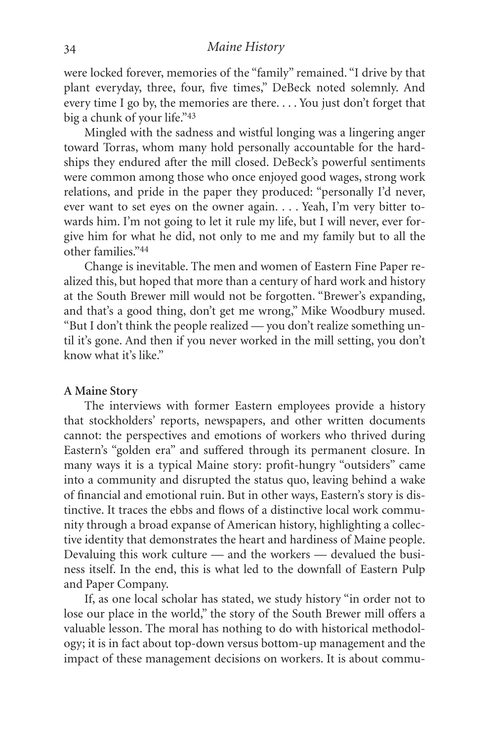were locked forever, memories of the "family" remained. "I drive by that plant everyday, three, four, five times," DeBeck noted solemnly. And every time I go by, the memories are there. . . . You just don't forget that big a chunk of your life."[43]

Mingled with the sadness and wistful longing was a lingering anger toward Torras, whom many hold personally accountable for the hardships they endured after the mill closed. DeBeck's powerful sentiments were common among those who once enjoyed good wages, strong work relations, and pride in the paper they produced: "personally I'd never, ever want to set eyes on the owner again. . . . Yeah, I'm very bitter towards him. I'm not going to let it rule my life, but I will never, ever forgive him for what he did, not only to me and my family but to all the other families."[44]

Change is inevitable. The men and women of Eastern Fine Paper realized this, but hoped that more than a century of hard work and history at the South Brewer mill would not be forgotten. "Brewer's expanding, and that's a good thing, don't get me wrong," Mike Woodbury mused. "But I don't think the people realized — you don't realize something until it's gone. And then if you never worked in the mill setting, you don't know what it's like."

**A Maine Story**

The interviews with former Eastern employees provide a history that stockholders' reports, newspapers, and other written documents cannot: the perspectives and emotions of workers who thrived during Eastern's "golden era" and suffered through its permanent closure. In many ways it is a typical Maine story: profit-hungry "outsiders" came into a community and disrupted the status quo, leaving behind a wake of financial and emotional ruin. But in other ways, Eastern's story is distinctive. It traces the ebbs and flows of a distinctive local work community through a broad expanse of American history, highlighting a collective identity that demonstrates the heart and hardiness of Maine people. Devaluing this work culture — and the workers — devalued the business itself. In the end, this is what led to the downfall of Eastern Pulp and Paper Company.

If, as one local scholar has stated, we study history "in order not to lose our place in the world," the story of the South Brewer mill offers a valuable lesson. The moral has nothing to do with historical methodology; it is in fact about top-down versus bottom-up management and the impact of these management decisions on workers. It is about commu-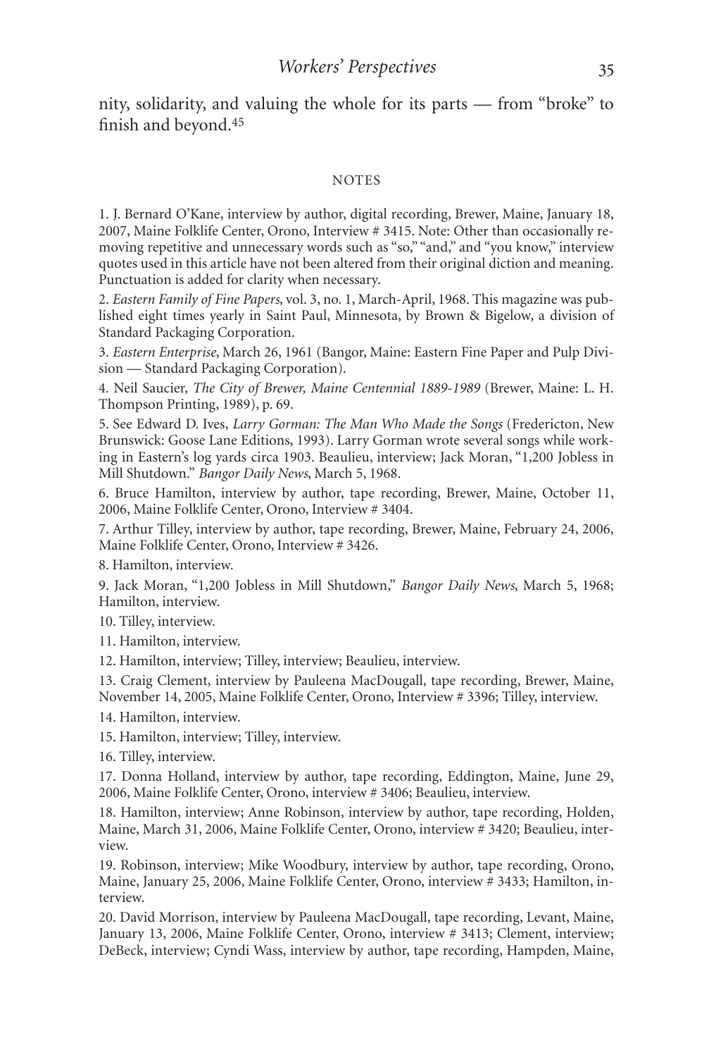nity, solidarity, and valuing the whole for its parts — from "broke" to finish and beyond.[45]

## NOTES

1. J. Bernard O'Kane, interview by author, digital recording, Brewer, Maine, January 18, 2007, Maine Folklife Center, Orono, Interview # 3415. Note: Other than occasionally removing repetitive and unnecessary words such as "so," "and," and "you know," interview quotes used in this article have not been altered from their original diction and meaning. Punctuation is added for clarity when necessary.

2. *Eastern Family of Fine Papers*, vol. 3, no. 1, March-April, 1968. This magazine was published eight times yearly in Saint Paul, Minnesota, by Brown & Bigelow, a division of Standard Packaging Corporation.

3. *Eastern Enterprise*, March 26, 1961 (Bangor, Maine: Eastern Fine Paper and Pulp Division — Standard Packaging Corporation).

4. Neil Saucier, *The City of Brewer, Maine Centennial 1889-1989* (Brewer, Maine: L. H. Thompson Printing, 1989), p. 69.

5. See Edward D. Ives, *Larry Gorman: The Man Who Made the Songs* (Fredericton, New Brunswick: Goose Lane Editions, 1993). Larry Gorman wrote several songs while working in Eastern's log yards circa 1903. Beaulieu, interview; Jack Moran, "1,200 Jobless in Mill Shutdown." *Bangor Daily News*, March 5, 1968.

6. Bruce Hamilton, interview by author, tape recording, Brewer, Maine, October 11, 2006, Maine Folklife Center, Orono, Interview # 3404.

7. Arthur Tilley, interview by author, tape recording, Brewer, Maine, February 24, 2006, Maine Folklife Center, Orono, Interview # 3426.

8. Hamilton, interview.

9. Jack Moran, "1,200 Jobless in Mill Shutdown," *Bangor Daily News*, March 5, 1968; Hamilton, interview.

10. Tilley, interview.

11. Hamilton, interview.

12. Hamilton, interview; Tilley, interview; Beaulieu, interview.

13. Craig Clement, interview by Pauleena MacDougall, tape recording, Brewer, Maine, November 14, 2005, Maine Folklife Center, Orono, Interview # 3396; Tilley, interview.

14. Hamilton, interview.

15. Hamilton, interview; Tilley, interview.

16. Tilley, interview.

17. Donna Holland, interview by author, tape recording, Eddington, Maine, June 29, 2006, Maine Folklife Center, Orono, interview # 3406; Beaulieu, interview.

18. Hamilton, interview; Anne Robinson, interview by author, tape recording, Holden, Maine, March 31, 2006, Maine Folklife Center, Orono, interview # 3420; Beaulieu, interview.

19. Robinson, interview; Mike Woodbury, interview by author, tape recording, Orono, Maine, January 25, 2006, Maine Folklife Center, Orono, interview # 3433; Hamilton, interview.

20. David Morrison, interview by Pauleena MacDougall, tape recording, Levant, Maine, January 13, 2006, Maine Folklife Center, Orono, interview # 3413; Clement, interview; DeBeck, interview; Cyndi Wass, interview by author, tape recording, Hampden, Maine,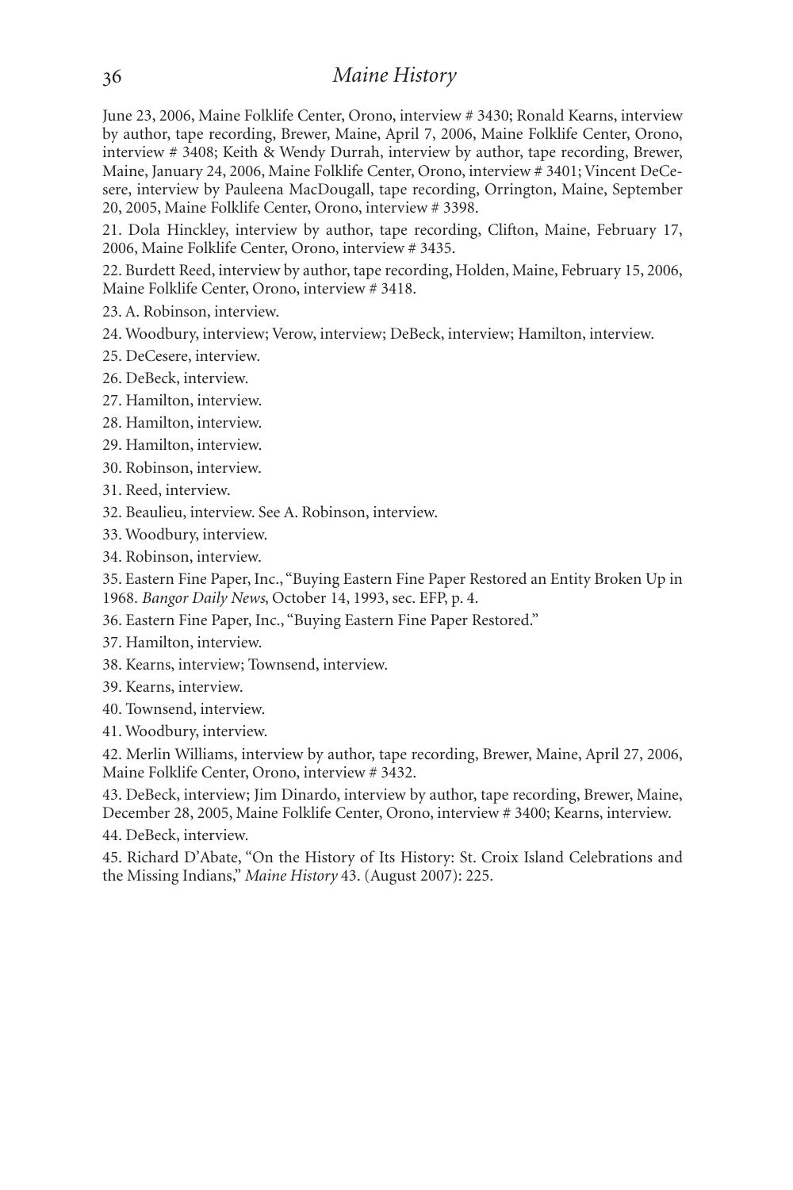June 23, 2006, Maine Folklife Center, Orono, interview # 3430; Ronald Kearns, interview by author, tape recording, Brewer, Maine, April 7, 2006, Maine Folklife Center, Orono, interview # 3408; Keith & Wendy Durrah, interview by author, tape recording, Brewer, Maine, January 24, 2006, Maine Folklife Center, Orono, interview # 3401; Vincent DeCesere, interview by Pauleena MacDougall, tape recording, Orrington, Maine, September 20, 2005, Maine Folklife Center, Orono, interview # 3398.

21. Dola Hinckley, interview by author, tape recording, Clifton, Maine, February 17, 2006, Maine Folklife Center, Orono, interview # 3435.

22. Burdett Reed, interview by author, tape recording, Holden, Maine, February 15, 2006, Maine Folklife Center, Orono, interview # 3418.

23. A. Robinson, interview.

24. Woodbury, interview; Verow, interview; DeBeck, interview; Hamilton, interview.

25. DeCesere, interview.

26. DeBeck, interview.

27. Hamilton, interview.

28. Hamilton, interview.

29. Hamilton, interview.

30. Robinson, interview.

31. Reed, interview.

32. Beaulieu, interview. See A. Robinson, interview.

33. Woodbury, interview.

34. Robinson, interview.

35. Eastern Fine Paper, Inc., "Buying Eastern Fine Paper Restored an Entity Broken Up in 1968. *Bangor Daily News*, October 14, 1993, sec. EFP, p. 4.

36. Eastern Fine Paper, Inc., "Buying Eastern Fine Paper Restored."

37. Hamilton, interview.

38. Kearns, interview; Townsend, interview.

39. Kearns, interview.

40. Townsend, interview.

41. Woodbury, interview.

42. Merlin Williams, interview by author, tape recording, Brewer, Maine, April 27, 2006, Maine Folklife Center, Orono, interview # 3432.

43. DeBeck, interview; Jim Dinardo, interview by author, tape recording, Brewer, Maine, December 28, 2005, Maine Folklife Center, Orono, interview # 3400; Kearns, interview.

44. DeBeck, interview.

45. Richard D'Abate, "On the History of Its History: St. Croix Island Celebrations and the Missing Indians," *Maine History* 43. (August 2007): 225.